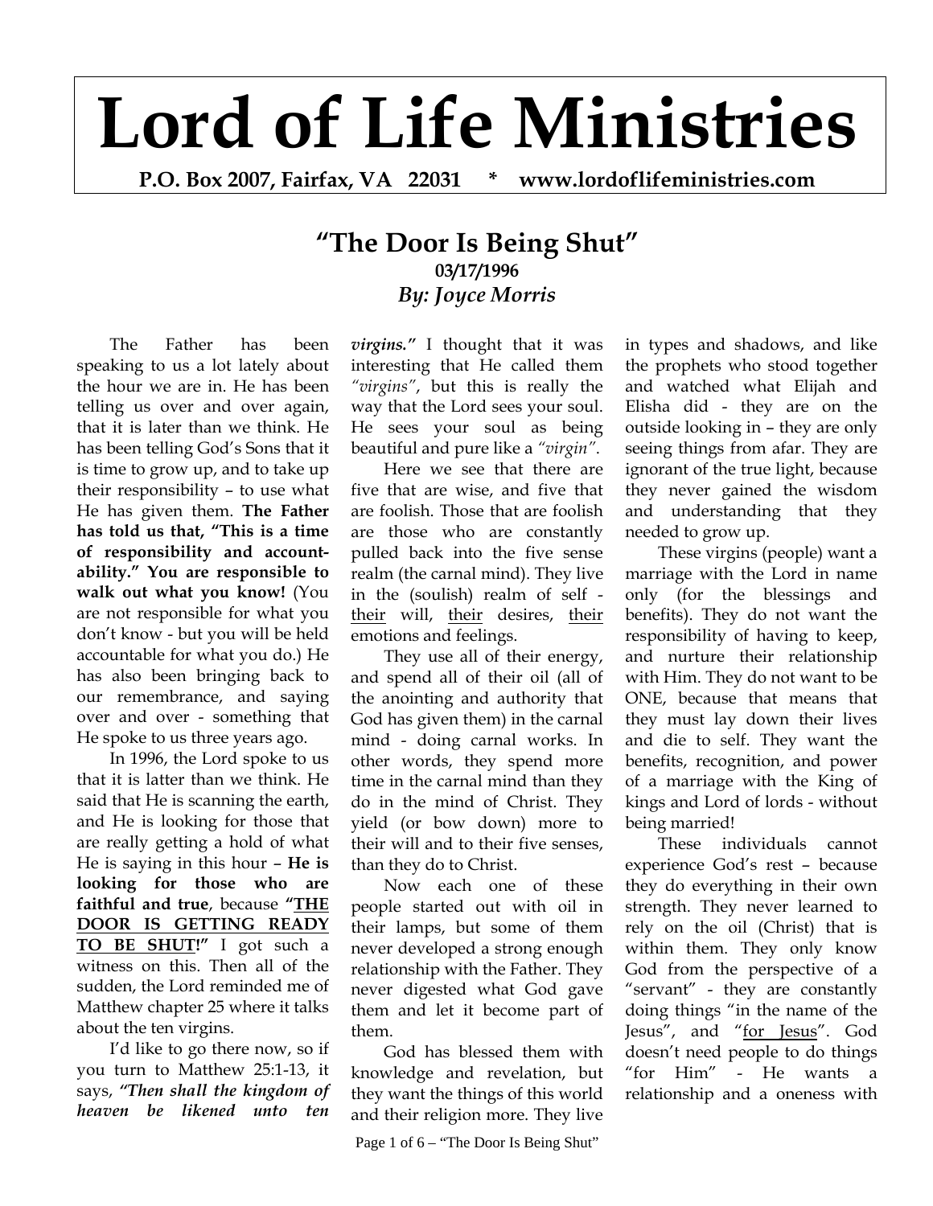# Lord of Life Ministries

**P.O. Box 2007, Fairfax, VA 22031 * www.lordoflifeministries.com**

## "The Door Is Being Shut"

**03/17/1996**

***By: Joyce Morris***

The Father has been speaking to us a lot lately about the hour we are in. He has been telling us over and over again, that it is later than we think. He has been telling God's Sons that it is time to grow up, and to take up their responsibility – to use what He has given them. **The Father has told us that, "This is a time of responsibility and accountability." You are responsible to walk out what you know!** (You are not responsible for what you don't know - but you will be held accountable for what you do.) He has also been bringing back to our remembrance, and saying over and over - something that He spoke to us three years ago.

In 1996, the Lord spoke to us that it is latter than we think. He said that He is scanning the earth, and He is looking for those that are really getting a hold of what He is saying in this hour – **He is looking for those who are faithful and true**, because **"<u>THE DOOR IS GETTING READY TO BE SHUT!</u>"** I got such a witness on this. Then all of the sudden, the Lord reminded me of Matthew chapter 25 where it talks about the ten virgins.

I'd like to go there now, so if you turn to Matthew 25:1-13, it says, ***"Then shall the kingdom of heaven be likened unto ten virgins."*** I thought that it was interesting that He called them *"virgins"*, but this is really the way that the Lord sees your soul. He sees your soul as being beautiful and pure like a *"virgin"*.

Here we see that there are five that are wise, and five that are foolish. Those that are foolish are those who are constantly pulled back into the five sense realm (the carnal mind). They live in the (soulish) realm of self - <u>their</u> will, <u>their</u> desires, <u>their</u> emotions and feelings.

They use all of their energy, and spend all of their oil (all of the anointing and authority that God has given them) in the carnal mind - doing carnal works. In other words, they spend more time in the carnal mind than they do in the mind of Christ. They yield (or bow down) more to their will and to their five senses, than they do to Christ.

Now each one of these people started out with oil in their lamps, but some of them never developed a strong enough relationship with the Father. They never digested what God gave them and let it become part of them.

God has blessed them with knowledge and revelation, but they want the things of this world and their religion more. They live in types and shadows, and like the prophets who stood together and watched what Elijah and Elisha did - they are on the outside looking in – they are only seeing things from afar. They are ignorant of the true light, because they never gained the wisdom and understanding that they needed to grow up.

These virgins (people) want a marriage with the Lord in name only (for the blessings and benefits). They do not want the responsibility of having to keep, and nurture their relationship with Him. They do not want to be ONE, because that means that they must lay down their lives and die to self. They want the benefits, recognition, and power of a marriage with the King of kings and Lord of lords - without being married!

These individuals cannot experience God's rest – because they do everything in their own strength. They never learned to rely on the oil (Christ) that is within them. They only know God from the perspective of a "servant" - they are constantly doing things "in the name of the Jesus", and "<u>for Jesus</u>". God doesn't need people to do things "for Him" - He wants a relationship and a oneness with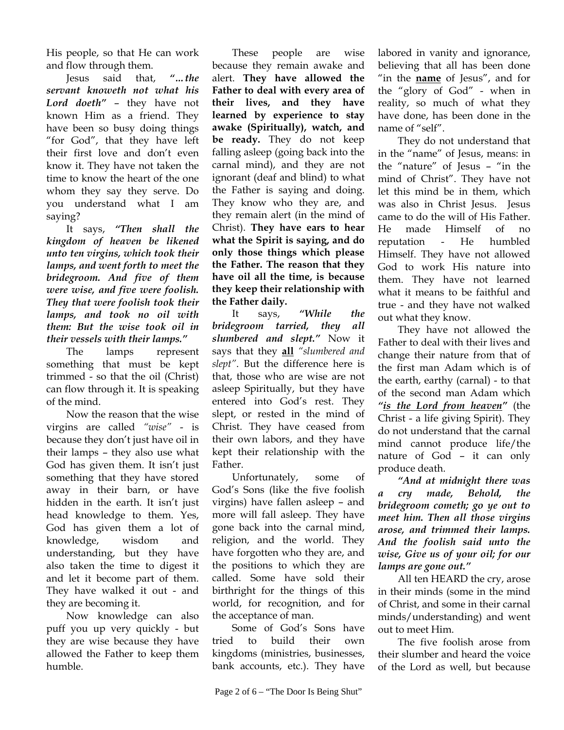His people, so that He can work and flow through them.

Jesus said that, ***"…the servant knoweth not what his Lord doeth"*** – they have not known Him as a friend. They have been so busy doing things "for God", that they have left their first love and don't even know it. They have not taken the time to know the heart of the one whom they say they serve. Do you understand what I am saying?

It says, ***"Then shall the kingdom of heaven be likened unto ten virgins, which took their lamps, and went forth to meet the bridegroom. And five of them were wise, and five were foolish. They that were foolish took their lamps, and took no oil with them: But the wise took oil in their vessels with their lamps."***

The lamps represent something that must be kept trimmed - so that the oil (Christ) can flow through it. It is speaking of the mind.

Now the reason that the wise virgins are called *"wise"* - is because they don't just have oil in their lamps – they also use what God has given them. It isn't just something that they have stored away in their barn, or have hidden in the earth. It isn't just head knowledge to them. Yes, God has given them a lot of knowledge, wisdom and understanding, but they have also taken the time to digest it and let it become part of them. They have walked it out - and they are becoming it.

Now knowledge can also puff you up very quickly - but they are wise because they have allowed the Father to keep them humble.

These people are wise because they remain awake and alert. **They have allowed the Father to deal with every area of their lives, and they have learned by experience to stay awake (Spiritually), watch, and be ready.** They do not keep falling asleep (going back into the carnal mind), and they are not ignorant (deaf and blind) to what the Father is saying and doing. They know who they are, and they remain alert (in the mind of Christ). **They have ears to hear what the Spirit is saying, and do only those things which please the Father. The reason that they have oil all the time, is because they keep their relationship with the Father daily.**

It says, ***"While the bridegroom tarried, they all slumbered and slept."*** Now it says that they **<u>all</u>** *"slumbered and slept"*. But the difference here is that, those who are wise are not asleep Spiritually, but they have entered into God's rest. They slept, or rested in the mind of Christ. They have ceased from their own labors, and they have kept their relationship with the Father.

Unfortunately, some of God's Sons (like the five foolish virgins) have fallen asleep – and more will fall asleep. They have gone back into the carnal mind, religion, and the world. They have forgotten who they are, and the positions to which they are called. Some have sold their birthright for the things of this world, for recognition, and for the acceptance of man.

Some of God's Sons have tried to build their own kingdoms (ministries, businesses, bank accounts, etc.). They have labored in vanity and ignorance, believing that all has been done "in the **<u>name</u>** of Jesus", and for the "glory of God" - when in reality, so much of what they have done, has been done in the name of "self".

They do not understand that in the "name" of Jesus, means: in the "nature" of Jesus – "in the mind of Christ". They have not let this mind be in them, which was also in Christ Jesus. Jesus came to do the will of His Father. He made Himself of no reputation - He humbled Himself. They have not allowed God to work His nature into them. They have not learned what it means to be faithful and true - and they have not walked out what they know.

They have not allowed the Father to deal with their lives and change their nature from that of the first man Adam which is of the earth, earthy (carnal) - to that of the second man Adam which ***"<u>is the Lord from heaven</u>"*** (the Christ - a life giving Spirit). They do not understand that the carnal mind cannot produce life/the nature of God – it can only produce death.

***"And at midnight there was a cry made, Behold, the bridegroom cometh; go ye out to meet him. Then all those virgins arose, and trimmed their lamps. And the foolish said unto the wise, Give us of your oil; for our lamps are gone out."***

All ten HEARD the cry, arose in their minds (some in the mind of Christ, and some in their carnal minds/understanding) and went out to meet Him.

The five foolish arose from their slumber and heard the voice of the Lord as well, but because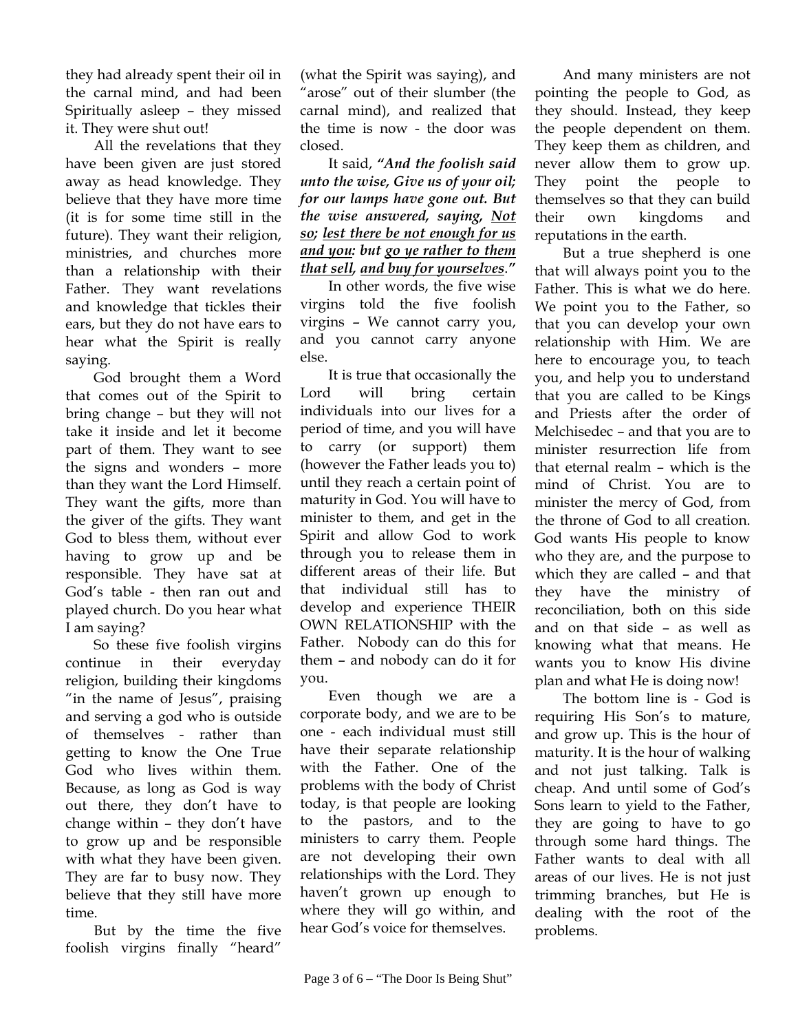they had already spent their oil in the carnal mind, and had been Spiritually asleep – they missed it. They were shut out!

All the revelations that they have been given are just stored away as head knowledge. They believe that they have more time (it is for some time still in the future). They want their religion, ministries, and churches more than a relationship with their Father. They want revelations and knowledge that tickles their ears, but they do not have ears to hear what the Spirit is really saying.

God brought them a Word that comes out of the Spirit to bring change – but they will not take it inside and let it become part of them. They want to see the signs and wonders – more than they want the Lord Himself. They want the gifts, more than the giver of the gifts. They want God to bless them, without ever having to grow up and be responsible. They have sat at God's table - then ran out and played church. Do you hear what I am saying?

So these five foolish virgins continue in their everyday religion, building their kingdoms "in the name of Jesus", praising and serving a god who is outside of themselves - rather than getting to know the One True God who lives within them. Because, as long as God is way out there, they don't have to change within – they don't have to grow up and be responsible with what they have been given. They are far to busy now. They believe that they still have more time.

But by the time the five foolish virgins finally "heard" (what the Spirit was saying), and "arose" out of their slumber (the carnal mind), and realized that the time is now - the door was closed.

It said, ***"And the foolish said unto the wise, Give us of your oil; for our lamps have gone out. But the wise answered, saying, <u>Not so</u>; <u>lest there be not enough for us and you</u>: but <u>go ye rather to them that sell</u>, <u>and buy for yourselves</u>."***

In other words, the five wise virgins told the five foolish virgins – We cannot carry you, and you cannot carry anyone else.

It is true that occasionally the Lord will bring certain individuals into our lives for a period of time, and you will have to carry (or support) them (however the Father leads you to) until they reach a certain point of maturity in God. You will have to minister to them, and get in the Spirit and allow God to work through you to release them in different areas of their life. But that individual still has to develop and experience THEIR OWN RELATIONSHIP with the Father. Nobody can do this for them – and nobody can do it for you.

Even though we are a corporate body, and we are to be one - each individual must still have their separate relationship with the Father. One of the problems with the body of Christ today, is that people are looking to the pastors, and to the ministers to carry them. People are not developing their own relationships with the Lord. They haven't grown up enough to where they will go within, and hear God's voice for themselves.

And many ministers are not pointing the people to God, as they should. Instead, they keep the people dependent on them. They keep them as children, and never allow them to grow up. They point the people to themselves so that they can build their own kingdoms and reputations in the earth.

But a true shepherd is one that will always point you to the Father. This is what we do here. We point you to the Father, so that you can develop your own relationship with Him. We are here to encourage you, to teach you, and help you to understand that you are called to be Kings and Priests after the order of Melchisedec – and that you are to minister resurrection life from that eternal realm – which is the mind of Christ. You are to minister the mercy of God, from the throne of God to all creation. God wants His people to know who they are, and the purpose to which they are called – and that they have the ministry of reconciliation, both on this side and on that side – as well as knowing what that means. He wants you to know His divine plan and what He is doing now!

The bottom line is - God is requiring His Son's to mature, and grow up. This is the hour of maturity. It is the hour of walking and not just talking. Talk is cheap. And until some of God's Sons learn to yield to the Father, they are going to have to go through some hard things. The Father wants to deal with all areas of our lives. He is not just trimming branches, but He is dealing with the root of the problems.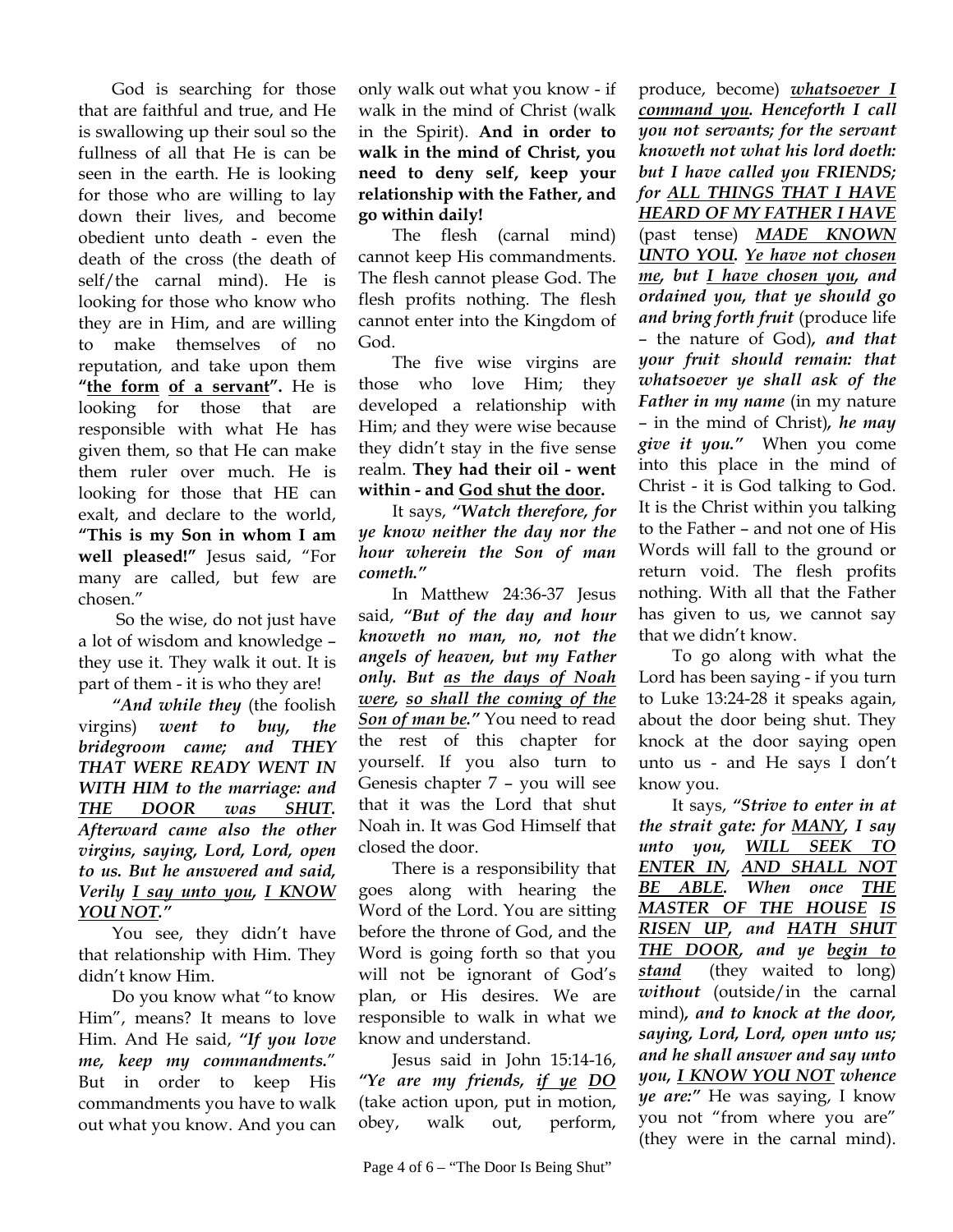God is searching for those that are faithful and true, and He is swallowing up their soul so the fullness of all that He is can be seen in the earth. He is looking for those who are willing to lay down their lives, and become obedient unto death - even the death of the cross (the death of self/the carnal mind). He is looking for those who know who they are in Him, and are willing to make themselves of no reputation, and take upon them **"<u>the form</u> <u>of a servant</u>".** He is looking for those that are responsible with what He has given them, so that He can make them ruler over much. He is looking for those that HE can exalt, and declare to the world, **"This is my Son in whom I am well pleased!"** Jesus said, "For many are called, but few are chosen."

So the wise, do not just have a lot of wisdom and knowledge – they use it. They walk it out. It is part of them - it is who they are!

***"And while they*** (the foolish virgins) ***went to buy, the bridegroom came; and THEY THAT WERE READY WENT IN WITH HIM to the marriage: and <u>THE DOOR was SHUT</u>. Afterward came also the other virgins, saying, Lord, Lord, open to us. But he answered and said, Verily <u>I say unto you</u>, <u>I KNOW YOU NOT</u>."***

You see, they didn't have that relationship with Him. They didn't know Him.

Do you know what "to know Him", means? It means to love Him. And He said, ***"If you love me, keep my commandments."*** But in order to keep His commandments you have to walk out what you know. And you can only walk out what you know - if walk in the mind of Christ (walk in the Spirit). **And in order to walk in the mind of Christ, you need to deny self, keep your relationship with the Father, and go within daily!**

The flesh (carnal mind) cannot keep His commandments. The flesh cannot please God. The flesh profits nothing. The flesh cannot enter into the Kingdom of God.

The five wise virgins are those who love Him; they developed a relationship with Him; and they were wise because they didn't stay in the five sense realm. **They had their oil - went within - and <u>God shut the door</u>.**

It says, ***"Watch therefore, for ye know neither the day nor the hour wherein the Son of man cometh."***

In Matthew 24:36-37 Jesus said, ***"But of the day and hour knoweth no man, no, not the angels of heaven, but my Father only. But <u>as the days of Noah were</u>, <u>so shall the coming of the Son of man be</u>."*** You need to read the rest of this chapter for yourself. If you also turn to Genesis chapter 7 – you will see that it was the Lord that shut Noah in. It was God Himself that closed the door.

There is a responsibility that goes along with hearing the Word of the Lord. You are sitting before the throne of God, and the Word is going forth so that you will not be ignorant of God's plan, or His desires. We are responsible to walk in what we know and understand.

Jesus said in John 15:14-16, ***"Ye are my friends, <u>if ye DO</u>*** (take action upon, put in motion, obey, walk out, perform, produce, become) ***<u>whatsoever I command you</u>. Henceforth I call you not servants; for the servant knoweth not what his lord doeth: but I have called you FRIENDS; for <u>ALL THINGS THAT I HAVE HEARD OF MY FATHER I HAVE</u>*** (past tense) ***<u>MADE KNOWN UNTO YOU</u>. <u>Ye have not chosen me</u>, but <u>I have chosen you</u>, and ordained you, that ye should go and bring forth fruit*** (produce life – the nature of God)***, and that your fruit should remain: that whatsoever ye shall ask of the Father in my name*** (in my nature – in the mind of Christ)***, he may give it you."*** When you come into this place in the mind of Christ - it is God talking to God. It is the Christ within you talking to the Father – and not one of His Words will fall to the ground or return void. The flesh profits nothing. With all that the Father has given to us, we cannot say that we didn't know.

To go along with what the Lord has been saying - if you turn to Luke 13:24-28 it speaks again, about the door being shut. They knock at the door saying open unto us - and He says I don't know you.

It says, ***"Strive to enter in at the strait gate: for <u>MANY</u>, I say unto you, <u>WILL SEEK TO ENTER IN</u>, <u>AND SHALL NOT BE ABLE</u>. When once <u>THE MASTER OF THE HOUSE</u> <u>IS RISEN UP</u>, and <u>HATH SHUT THE DOOR</u>, and ye <u>begin to stand</u>*** (they waited to long) ***without*** (outside/in the carnal mind)***, and to knock at the door, saying, Lord, Lord, open unto us; and he shall answer and say unto you, <u>I KNOW YOU NOT</u> whence ye are:"*** He was saying, I know you not "from where you are" (they were in the carnal mind).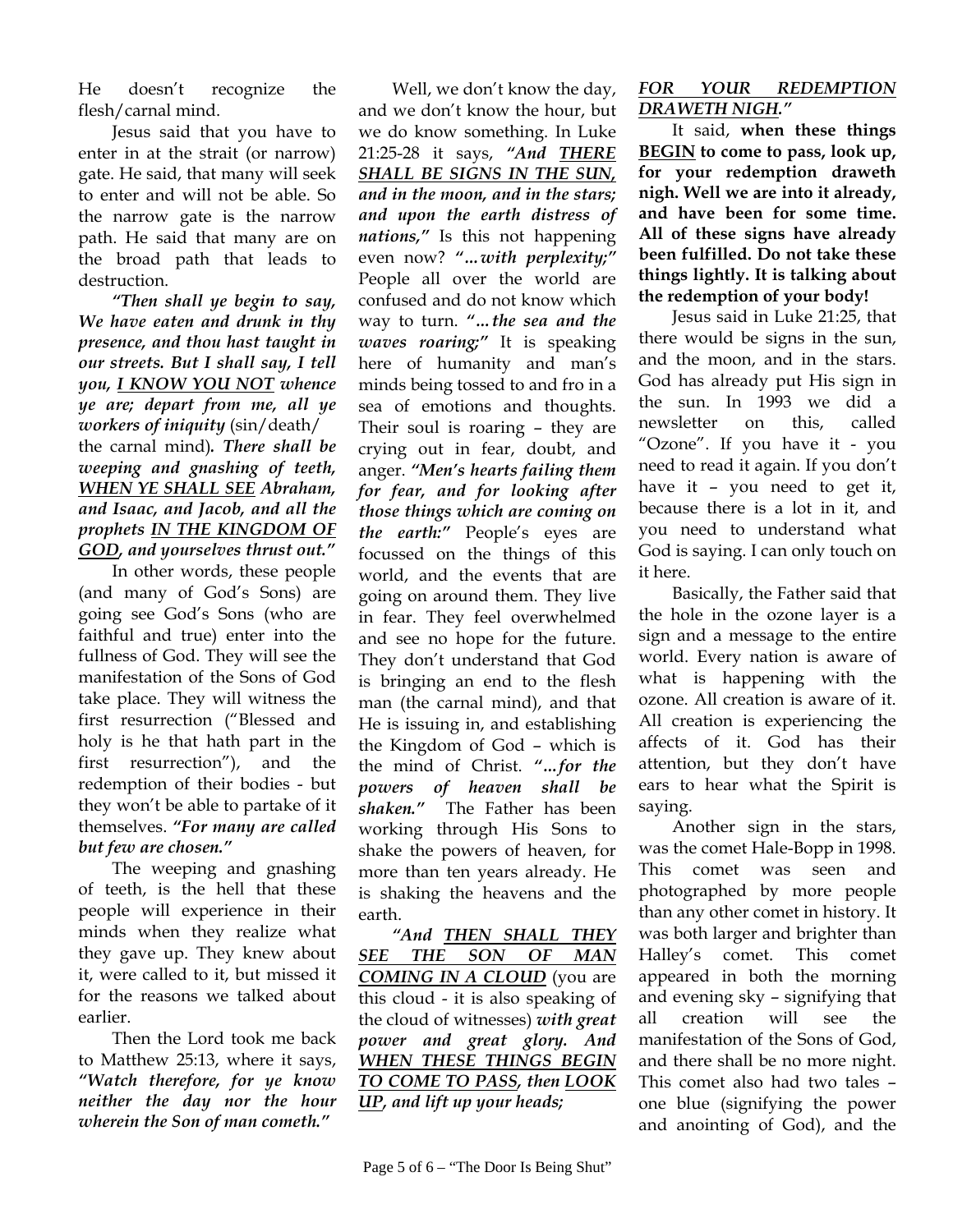He doesn't recognize the flesh/carnal mind.

Jesus said that you have to enter in at the strait (or narrow) gate. He said, that many will seek to enter and will not be able. So the narrow gate is the narrow path. He said that many are on the broad path that leads to destruction.

***"Then shall ye begin to say, We have eaten and drunk in thy presence, and thou hast taught in our streets. But I shall say, I tell you, <u>I KNOW YOU NOT</u> whence ye are; depart from me, all ye workers of iniquity*** (sin/death/ the carnal mind)***. There shall be weeping and gnashing of teeth, <u>WHEN YE SHALL SEE</u> Abraham, and Isaac, and Jacob, and all the prophets <u>IN THE KINGDOM OF GOD</u>, and yourselves thrust out."***

In other words, these people (and many of God's Sons) are going see God's Sons (who are faithful and true) enter into the fullness of God. They will see the manifestation of the Sons of God take place. They will witness the first resurrection ("Blessed and holy is he that hath part in the first resurrection"), and the redemption of their bodies - but they won't be able to partake of it themselves. ***"For many are called but few are chosen."***

The weeping and gnashing of teeth, is the hell that these people will experience in their minds when they realize what they gave up. They knew about it, were called to it, but missed it for the reasons we talked about earlier.

Then the Lord took me back to Matthew 25:13, where it says, ***"Watch therefore, for ye know neither the day nor the hour wherein the Son of man cometh."***

Well, we don't know the day, and we don't know the hour, but we do know something. In Luke 21:25-28 it says, ***"And <u>THERE SHALL BE SIGNS IN THE SUN,</u> and in the moon, and in the stars; and upon the earth distress of nations,"*** Is this not happening even now? ***"...with perplexity;"*** People all over the world are confused and do not know which way to turn. ***"...the sea and the waves roaring;"*** It is speaking here of humanity and man's minds being tossed to and fro in a sea of emotions and thoughts. Their soul is roaring – they are crying out in fear, doubt, and anger. ***"Men's hearts failing them for fear, and for looking after those things which are coming on the earth:"*** People's eyes are focussed on the things of this world, and the events that are going on around them. They live in fear. They feel overwhelmed and see no hope for the future. They don't understand that God is bringing an end to the flesh man (the carnal mind), and that He is issuing in, and establishing the Kingdom of God – which is the mind of Christ. ***"...for the powers of heaven shall be shaken."*** The Father has been working through His Sons to shake the powers of heaven, for more than ten years already. He is shaking the heavens and the earth.

***"And <u>THEN SHALL THEY SEE THE SON OF MAN COMING IN A CLOUD</u>*** (you are this cloud - it is also speaking of the cloud of witnesses) ***with great power and great glory. And <u>WHEN THESE THINGS BEGIN TO COME TO PASS</u>, then <u>LOOK UP</u>, and lift up your heads; <u>FOR YOUR REDEMPTION DRAWETH NIGH</u>."***

It said, **when these things <u>BEGIN</u> to come to pass, look up, for your redemption draweth nigh. Well we are into it already, and have been for some time. All of these signs have already been fulfilled. Do not take these things lightly. It is talking about the redemption of your body!**

Jesus said in Luke 21:25, that there would be signs in the sun, and the moon, and in the stars. God has already put His sign in the sun. In 1993 we did a newsletter on this, called "Ozone". If you have it - you need to read it again. If you don't have it – you need to get it, because there is a lot in it, and you need to understand what God is saying. I can only touch on it here.

Basically, the Father said that the hole in the ozone layer is a sign and a message to the entire world. Every nation is aware of what is happening with the ozone. All creation is aware of it. All creation is experiencing the affects of it. God has their attention, but they don't have ears to hear what the Spirit is saying.

Another sign in the stars, was the comet Hale-Bopp in 1998. This comet was seen and photographed by more people than any other comet in history. It was both larger and brighter than Halley's comet. This comet appeared in both the morning and evening sky – signifying that all creation will see the manifestation of the Sons of God, and there shall be no more night. This comet also had two tales – one blue (signifying the power and anointing of God), and the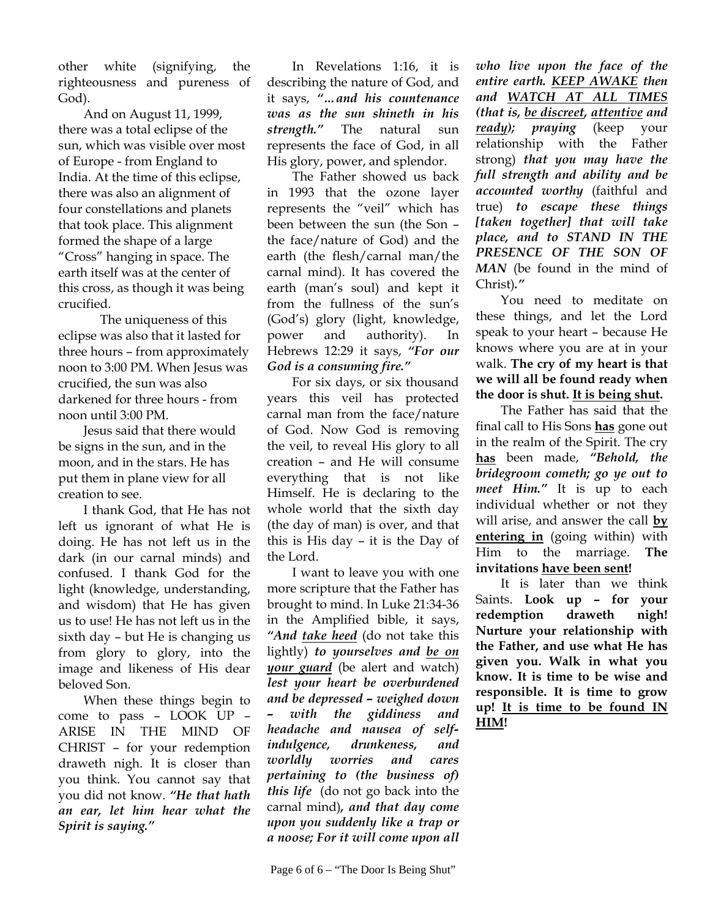other white (signifying, the righteousness and pureness of God).

And on August 11, 1999, there was a total eclipse of the sun, which was visible over most of Europe - from England to India. At the time of this eclipse, there was also an alignment of four constellations and planets that took place. This alignment formed the shape of a large "Cross" hanging in space. The earth itself was at the center of this cross, as though it was being crucified.

The uniqueness of this eclipse was also that it lasted for three hours – from approximately noon to 3:00 PM. When Jesus was crucified, the sun was also darkened for three hours - from noon until 3:00 PM.

Jesus said that there would be signs in the sun, and in the moon, and in the stars. He has put them in plane view for all creation to see.

I thank God, that He has not left us ignorant of what He is doing. He has not left us in the dark (in our carnal minds) and confused. I thank God for the light (knowledge, understanding, and wisdom) that He has given us to use! He has not left us in the sixth day – but He is changing us from glory to glory, into the image and likeness of His dear beloved Son.

When these things begin to come to pass – LOOK UP – ARISE IN THE MIND OF CHRIST – for your redemption draweth nigh. It is closer than you think. You cannot say that you did not know. ***"He that hath an ear, let him hear what the Spirit is saying."***

In Revelations 1:16, it is describing the nature of God, and it says, ***"…and his countenance was as the sun shineth in his strength."*** The natural sun represents the face of God, in all His glory, power, and splendor.

The Father showed us back in 1993 that the ozone layer represents the "veil" which has been between the sun (the Son – the face/nature of God) and the earth (the flesh/carnal man/the carnal mind). It has covered the earth (man's soul) and kept it from the fullness of the sun's (God's) glory (light, knowledge, power and authority). In Hebrews 12:29 it says, ***"For our God is a consuming fire."***

For six days, or six thousand years this veil has protected carnal man from the face/nature of God. Now God is removing the veil, to reveal His glory to all creation – and He will consume everything that is not like Himself. He is declaring to the whole world that the sixth day (the day of man) is over, and that this is His day – it is the Day of the Lord.

I want to leave you with one more scripture that the Father has brought to mind. In Luke 21:34-36 in the Amplified bible, it says, ***"And <u>take heed</u>*** (do not take this lightly) ***to yourselves and <u>be on your guard</u>*** (be alert and watch) ***lest your heart be overburdened and be depressed – weighed down – with the giddiness and headache and nausea of self-indulgence, drunkeness, and worldly worries and cares pertaining to (the business of) this life*** (do not go back into the carnal mind), ***and that day come upon you suddenly like a trap or a noose; For it will come upon all who live upon the face of the entire earth. <u>KEEP AWAKE</u> then and <u>WATCH AT ALL TIMES</u> (that is, <u>be discreet</u>, <u>attentive</u> and <u>ready</u>); praying*** (keep your relationship with the Father strong) ***that you may have the full strength and ability and be accounted worthy*** (faithful and true) ***to escape these things [taken together] that will take place, and to STAND IN THE PRESENCE OF THE SON OF MAN*** (be found in the mind of Christ)***."***

You need to meditate on these things, and let the Lord speak to your heart – because He knows where you are at in your walk. **The cry of my heart is that we will all be found ready when the door is shut. <u>It is being shut</u>.**

The Father has said that the final call to His Sons **<u>has</u>** gone out in the realm of the Spirit. The cry **<u>has</u>** been made, ***"Behold, the bridegroom cometh; go ye out to meet Him."*** It is up to each individual whether or not they will arise, and answer the call **<u>by entering in</u>** (going within) with Him to the marriage. **The invitations <u>have been sent</u>!**

It is later than we think Saints. **Look up – for your redemption draweth nigh! Nurture your relationship with the Father, and use what He has given you. Walk in what you know. It is time to be wise and responsible. It is time to grow up! <u>It is time to be found IN HIM</u>!**